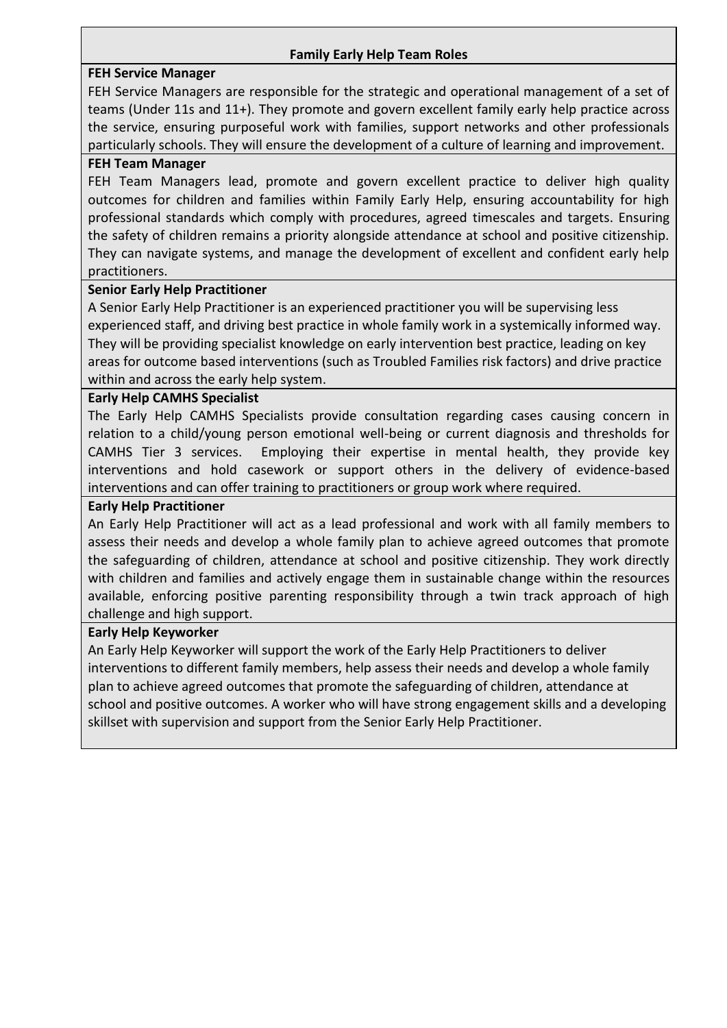## Family Early Help Team Roles

**FEH Service Manager**

FEH Service Managers are responsible for the strategic and operational management of a set of teams (Under 11s and 11+). They promote and govern excellent family early help practice across the service, ensuring purposeful work with families, support networks and other professionals particularly schools. They will ensure the development of a culture of learning and improvement.

**FEH Team Manager**

FEH Team Managers lead, promote and govern excellent practice to deliver high quality outcomes for children and families within Family Early Help, ensuring accountability for high professional standards which comply with procedures, agreed timescales and targets. Ensuring the safety of children remains a priority alongside attendance at school and positive citizenship. They can navigate systems, and manage the development of excellent and confident early help practitioners.

**Senior Early Help Practitioner**

A Senior Early Help Practitioner is an experienced practitioner you will be supervising less experienced staff, and driving best practice in whole family work in a systemically informed way. They will be providing specialist knowledge on early intervention best practice, leading on key areas for outcome based interventions (such as Troubled Families risk factors) and drive practice within and across the early help system.

**Early Help CAMHS Specialist**

The Early Help CAMHS Specialists provide consultation regarding cases causing concern in relation to a child/young person emotional well-being or current diagnosis and thresholds for CAMHS Tier 3 services. Employing their expertise in mental health, they provide key interventions and hold casework or support others in the delivery of evidence-based interventions and can offer training to practitioners or group work where required.

**Early Help Practitioner**

An Early Help Practitioner will act as a lead professional and work with all family members to assess their needs and develop a whole family plan to achieve agreed outcomes that promote the safeguarding of children, attendance at school and positive citizenship. They work directly with children and families and actively engage them in sustainable change within the resources available, enforcing positive parenting responsibility through a twin track approach of high challenge and high support.

**Early Help Keyworker**

An Early Help Keyworker will support the work of the Early Help Practitioners to deliver interventions to different family members, help assess their needs and develop a whole family plan to achieve agreed outcomes that promote the safeguarding of children, attendance at school and positive outcomes. A worker who will have strong engagement skills and a developing skillset with supervision and support from the Senior Early Help Practitioner.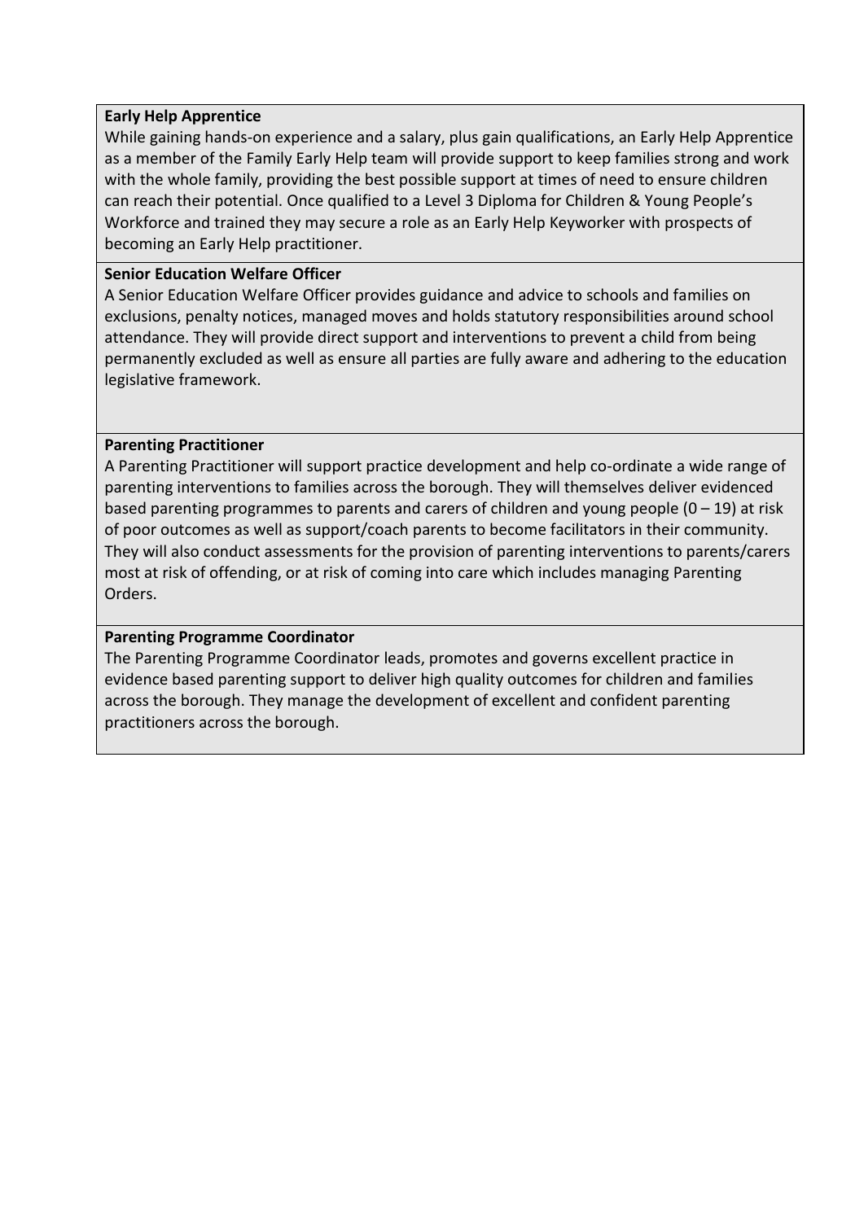**Early Help Apprentice**

While gaining hands-on experience and a salary, plus gain qualifications, an Early Help Apprentice as a member of the Family Early Help team will provide support to keep families strong and work with the whole family, providing the best possible support at times of need to ensure children can reach their potential. Once qualified to a Level 3 Diploma for Children & Young People's Workforce and trained they may secure a role as an Early Help Keyworker with prospects of becoming an Early Help practitioner.

**Senior Education Welfare Officer**

A Senior Education Welfare Officer provides guidance and advice to schools and families on exclusions, penalty notices, managed moves and holds statutory responsibilities around school attendance. They will provide direct support and interventions to prevent a child from being permanently excluded as well as ensure all parties are fully aware and adhering to the education legislative framework.

**Parenting Practitioner**

A Parenting Practitioner will support practice development and help co-ordinate a wide range of parenting interventions to families across the borough. They will themselves deliver evidenced based parenting programmes to parents and carers of children and young people (0 – 19) at risk of poor outcomes as well as support/coach parents to become facilitators in their community. They will also conduct assessments for the provision of parenting interventions to parents/carers most at risk of offending, or at risk of coming into care which includes managing Parenting Orders.

**Parenting Programme Coordinator**

The Parenting Programme Coordinator leads, promotes and governs excellent practice in evidence based parenting support to deliver high quality outcomes for children and families across the borough. They manage the development of excellent and confident parenting practitioners across the borough.